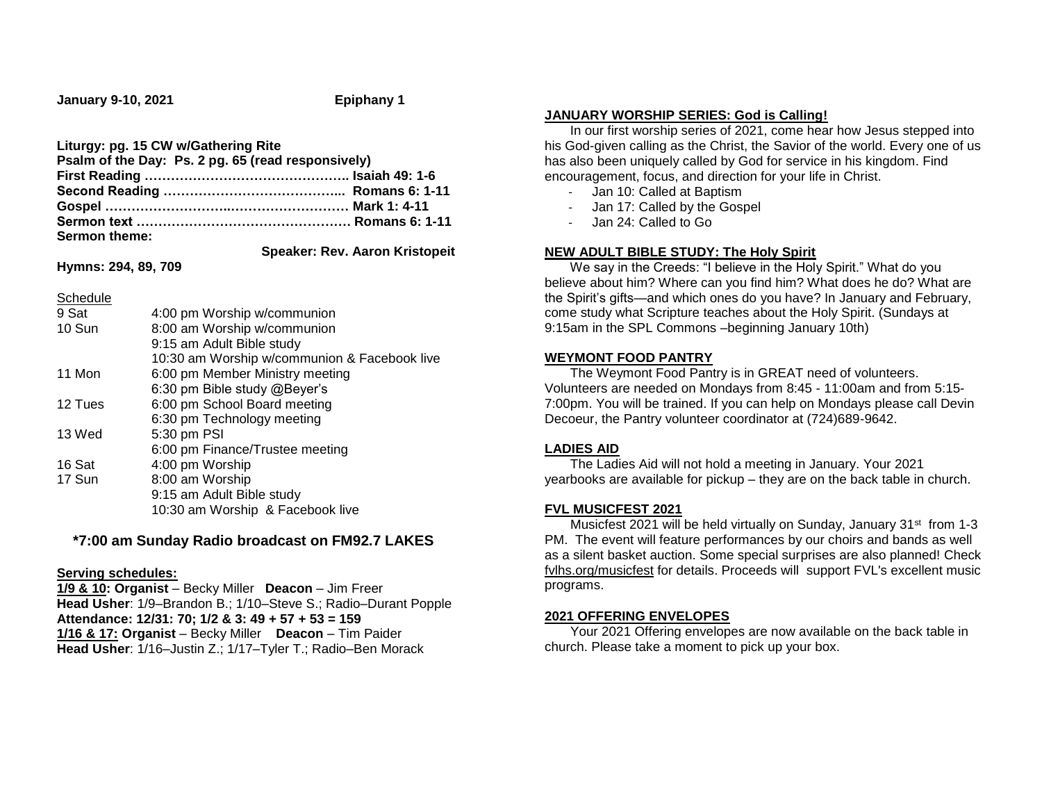**January 9-10, 2021** **Epiphany 1**

**Liturgy: pg. 15 CW w/Gathering Rite**
**Psalm of the Day: Ps. 2 pg. 65 (read responsively)**
**First Reading ……………………………………….. Isaiah 49: 1-6**
**Second Reading …………………………………... Romans 6: 1-11**
**Gospel ……………………..……………………… Mark 1: 4-11**
**Sermon text …………………………………………. Romans 6: 1-11**
**Sermon theme:**
**Speaker: Rev. Aaron Kristopeit**

**Hymns: 294, 89, 709**

Schedule

| | |
|---|---|
| 9 Sat | 4:00 pm Worship w/communion |
| 10 Sun | 8:00 am Worship w/communion |
| | 9:15 am Adult Bible study |
| | 10:30 am Worship w/communion & Facebook live |
| 11 Mon | 6:00 pm Member Ministry meeting |
| | 6:30 pm Bible study @Beyer's |
| 12 Tues | 6:00 pm School Board meeting |
| | 6:30 pm Technology meeting |
| 13 Wed | 5:30 pm PSI |
| | 6:00 pm Finance/Trustee meeting |
| 16 Sat | 4:00 pm Worship |
| 17 Sun | 8:00 am Worship |
| | 9:15 am Adult Bible study |
| | 10:30 am Worship & Facebook live |

**\*7:00 am Sunday Radio broadcast on FM92.7 LAKES**

**Serving schedules:**
**1/9 & 10: Organist** – Becky Miller **Deacon** – Jim Freer
**Head Usher**: 1/9–Brandon B.; 1/10–Steve S.; Radio–Durant Popple
**Attendance: 12/31: 70; 1/2 & 3: 49 + 57 + 53 = 159**
**1/16 & 17: Organist** – Becky Miller **Deacon** – Tim Paider
**Head Usher**: 1/16–Justin Z.; 1/17–Tyler T.; Radio–Ben Morack

**JANUARY WORSHIP SERIES: God is Calling!**

In our first worship series of 2021, come hear how Jesus stepped into his God-given calling as the Christ, the Savior of the world. Every one of us has also been uniquely called by God for service in his kingdom. Find encouragement, focus, and direction for your life in Christ.

- Jan 10: Called at Baptism
- Jan 17: Called by the Gospel
- Jan 24: Called to Go

**NEW ADULT BIBLE STUDY: The Holy Spirit**

We say in the Creeds: "I believe in the Holy Spirit." What do you believe about him? Where can you find him? What does he do? What are the Spirit's gifts—and which ones do you have? In January and February, come study what Scripture teaches about the Holy Spirit. (Sundays at 9:15am in the SPL Commons –beginning January 10th)

**WEYMONT FOOD PANTRY**

The Weymont Food Pantry is in GREAT need of volunteers. Volunteers are needed on Mondays from 8:45 - 11:00am and from 5:15-7:00pm. You will be trained. If you can help on Mondays please call Devin Decoeur, the Pantry volunteer coordinator at (724)689-9642.

**LADIES AID**

The Ladies Aid will not hold a meeting in January. Your 2021 yearbooks are available for pickup – they are on the back table in church.

**FVL MUSICFEST 2021**

Musicfest 2021 will be held virtually on Sunday, January 31st from 1-3 PM. The event will feature performances by our choirs and bands as well as a silent basket auction. Some special surprises are also planned! Check fvlhs.org/musicfest for details. Proceeds will support FVL's excellent music programs.

**2021 OFFERING ENVELOPES**

Your 2021 Offering envelopes are now available on the back table in church. Please take a moment to pick up your box.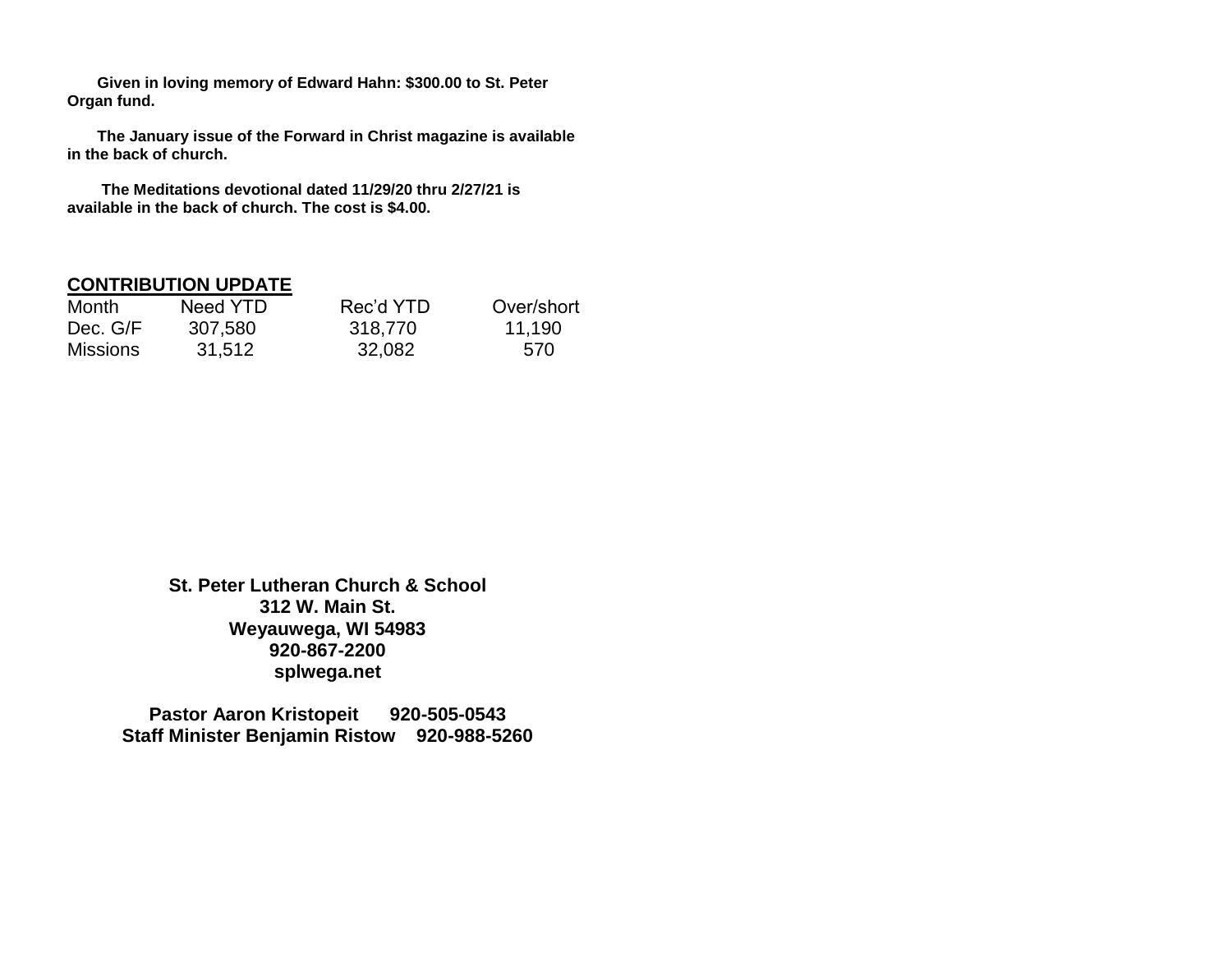**Given in loving memory of Edward Hahn: $300.00 to St. Peter Organ fund.**

**The January issue of the Forward in Christ magazine is available in the back of church.**

**The Meditations devotional dated 11/29/20 thru 2/27/21 is available in the back of church. The cost is $4.00.**

## CONTRIBUTION UPDATE

| Month | Need YTD | Rec'd YTD | Over/short |
|---|---|---|---|
| Dec. G/F | 307,580 | 318,770 | 11,190 |
| Missions | 31,512 | 32,082 | 570 |

**St. Peter Lutheran Church & School**
**312 W. Main St.**
**Weyauwega, WI 54983**
**920-867-2200**
**splwega.net**

**Pastor Aaron Kristopeit 920-505-0543**
**Staff Minister Benjamin Ristow 920-988-5260**